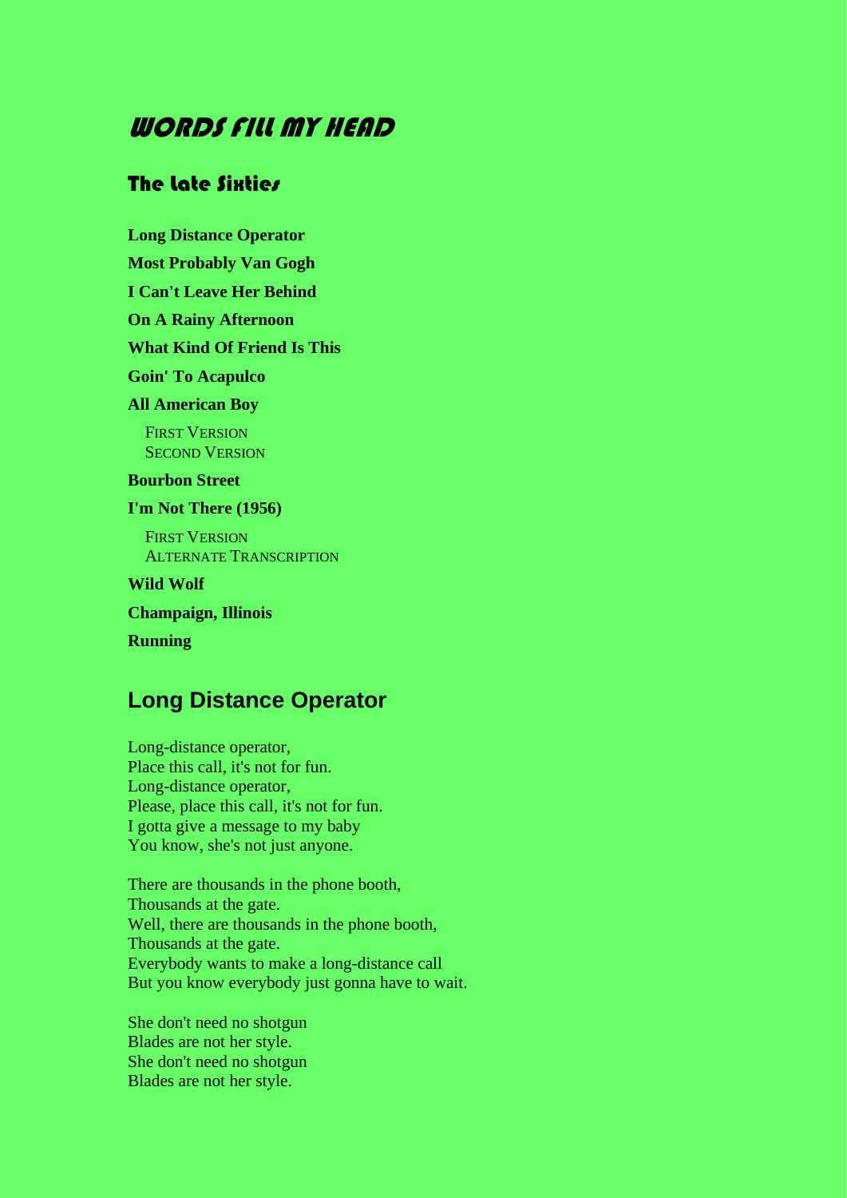# WORDS FILL MY HEAD

## The Late Sixties

**Long Distance Operator**

**Most Probably Van Gogh**

**I Can't Leave Her Behind**

**On A Rainy Afternoon**

**What Kind Of Friend Is This**

**Goin' To Acapulco**

**All American Boy**

- FIRST VERSION
- SECOND VERSION

**Bourbon Street**

**I'm Not There (1956)**

- FIRST VERSION
- ALTERNATE TRANSCRIPTION

**Wild Wolf**

**Champaign, Illinois**

**Running**

## Long Distance Operator

Long-distance operator,
Place this call, it's not for fun.
Long-distance operator,
Please, place this call, it's not for fun.
I gotta give a message to my baby
You know, she's not just anyone.

There are thousands in the phone booth,
Thousands at the gate.
Well, there are thousands in the phone booth,
Thousands at the gate.
Everybody wants to make a long-distance call
But you know everybody just gonna have to wait.

She don't need no shotgun
Blades are not her style.
She don't need no shotgun
Blades are not her style.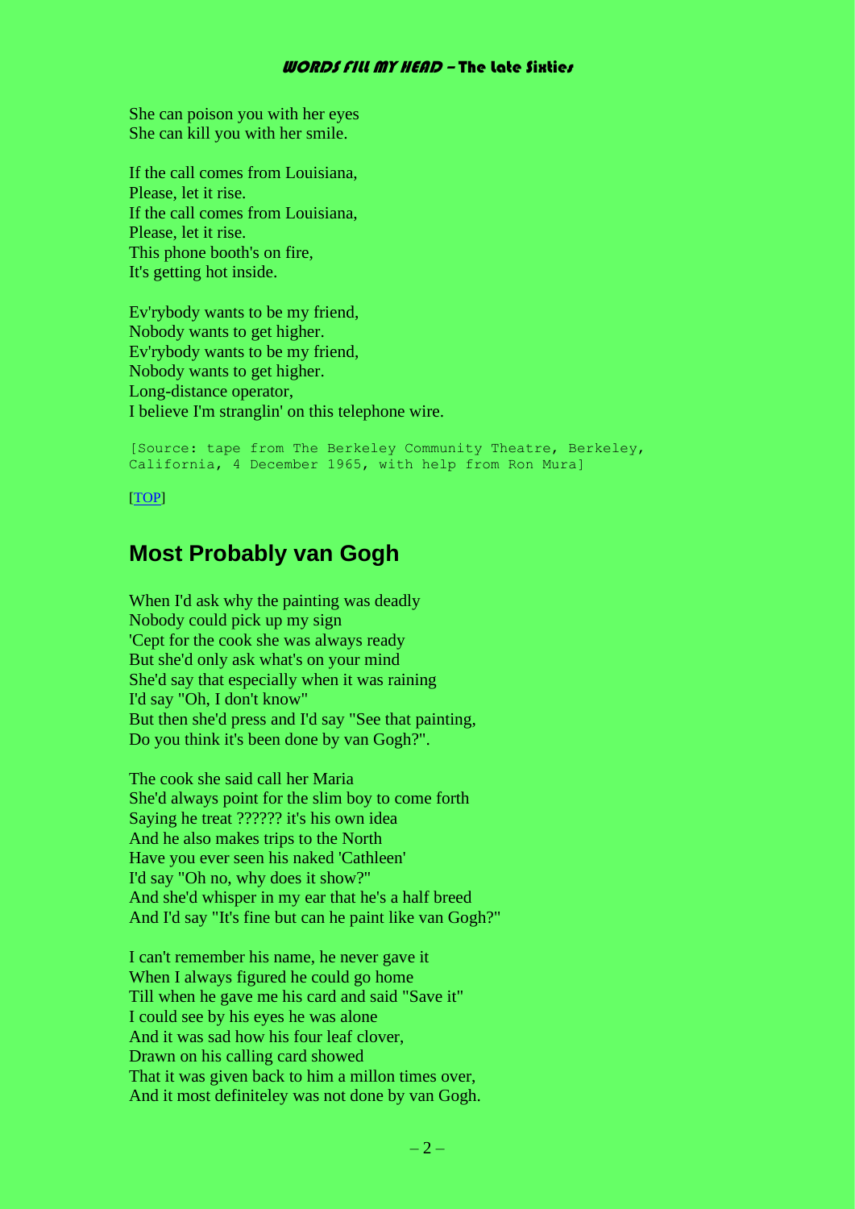She can poison you with her eyes
She can kill you with her smile.

If the call comes from Louisiana,
Please, let it rise.
If the call comes from Louisiana,
Please, let it rise.
This phone booth's on fire,
It's getting hot inside.

Ev'rybody wants to be my friend,
Nobody wants to get higher.
Ev'rybody wants to be my friend,
Nobody wants to get higher.
Long-distance operator,
I believe I'm stranglin' on this telephone wire.

```
[Source: tape from The Berkeley Community Theatre, Berkeley,
California, 4 December 1965, with help from Ron Mura]
```

[TOP]

## Most Probably van Gogh

When I'd ask why the painting was deadly
Nobody could pick up my sign
'Cept for the cook she was always ready
But she'd only ask what's on your mind
She'd say that especially when it was raining
I'd say "Oh, I don't know"
But then she'd press and I'd say "See that painting,
Do you think it's been done by van Gogh?".

The cook she said call her Maria
She'd always point for the slim boy to come forth
Saying he treat ?????? it's his own idea
And he also makes trips to the North
Have you ever seen his naked 'Cathleen'
I'd say "Oh no, why does it show?"
And she'd whisper in my ear that he's a half breed
And I'd say "It's fine but can he paint like van Gogh?"

I can't remember his name, he never gave it
When I always figured he could go home
Till when he gave me his card and said "Save it"
I could see by his eyes he was alone
And it was sad how his four leaf clover,
Drawn on his calling card showed
That it was given back to him a millon times over,
And it most definiteley was not done by van Gogh.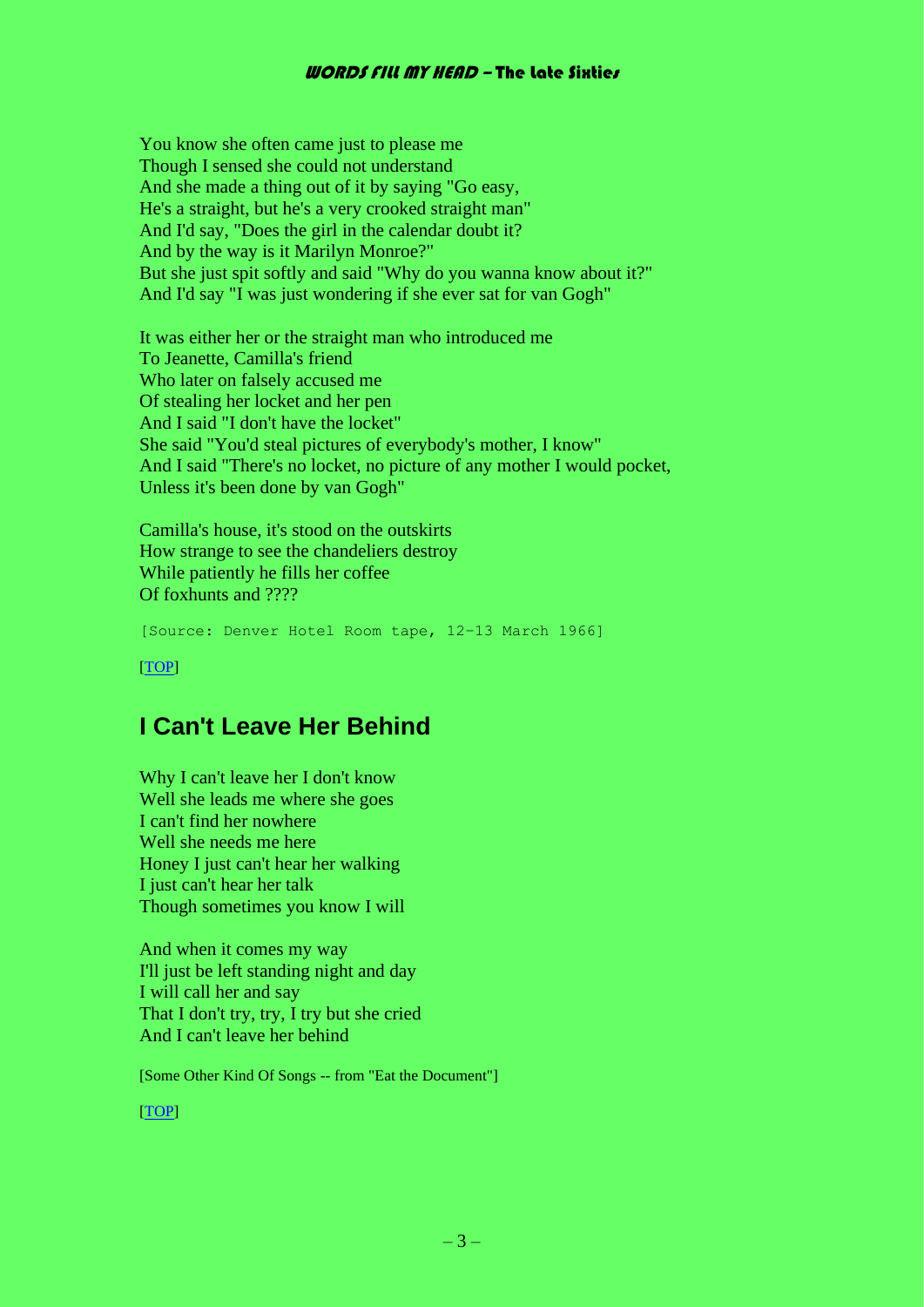You know she often came just to please me
Though I sensed she could not understand
And she made a thing out of it by saying "Go easy,
He's a straight, but he's a very crooked straight man"
And I'd say, "Does the girl in the calendar doubt it?
And by the way is it Marilyn Monroe?"
But she just spit softly and said "Why do you wanna know about it?"
And I'd say "I was just wondering if she ever sat for van Gogh"

It was either her or the straight man who introduced me
To Jeanette, Camilla's friend
Who later on falsely accused me
Of stealing her locket and her pen
And I said "I don't have the locket"
She said "You'd steal pictures of everybody's mother, I know"
And I said "There's no locket, no picture of any mother I would pocket,
Unless it's been done by van Gogh"

Camilla's house, it's stood on the outskirts
How strange to see the chandeliers destroy
While patiently he fills her coffee
Of foxhunts and ????

```
[Source: Denver Hotel Room tape, 12-13 March 1966]
```

[TOP]

## I Can't Leave Her Behind

Why I can't leave her I don't know
Well she leads me where she goes
I can't find her nowhere
Well she needs me here
Honey I just can't hear her walking
I just can't hear her talk
Though sometimes you know I will

And when it comes my way
I'll just be left standing night and day
I will call her and say
That I don't try, try, I try but she cried
And I can't leave her behind

[Some Other Kind Of Songs -- from "Eat the Document"]

[TOP]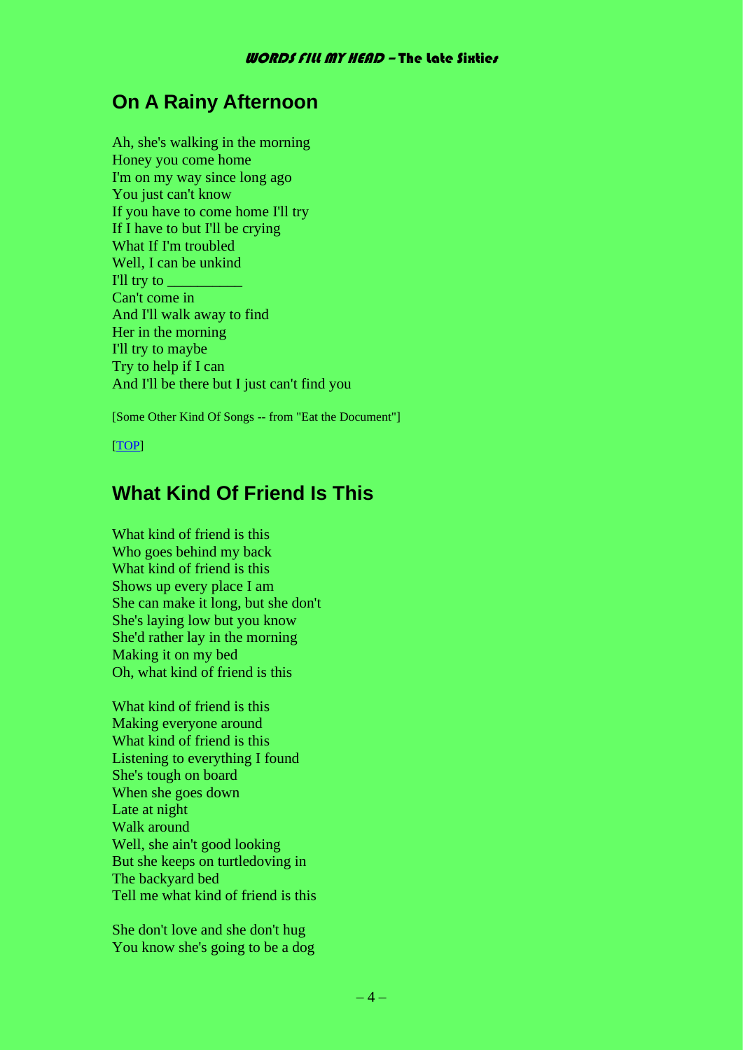## On A Rainy Afternoon

Ah, she's walking in the morning
Honey you come home
I'm on my way since long ago
You just can't know
If you have to come home I'll try
If I have to but I'll be crying
What If I'm troubled
Well, I can be unkind
I'll try to __________
Can't come in
And I'll walk away to find
Her in the morning
I'll try to maybe
Try to help if I can
And I'll be there but I just can't find you

[Some Other Kind Of Songs -- from "Eat the Document"]

[TOP]

## What Kind Of Friend Is This

What kind of friend is this
Who goes behind my back
What kind of friend is this
Shows up every place I am
She can make it long, but she don't
She's laying low but you know
She'd rather lay in the morning
Making it on my bed
Oh, what kind of friend is this

What kind of friend is this
Making everyone around
What kind of friend is this
Listening to everything I found
She's tough on board
When she goes down
Late at night
Walk around
Well, she ain't good looking
But she keeps on turtledoving in
The backyard bed
Tell me what kind of friend is this

She don't love and she don't hug
You know she's going to be a dog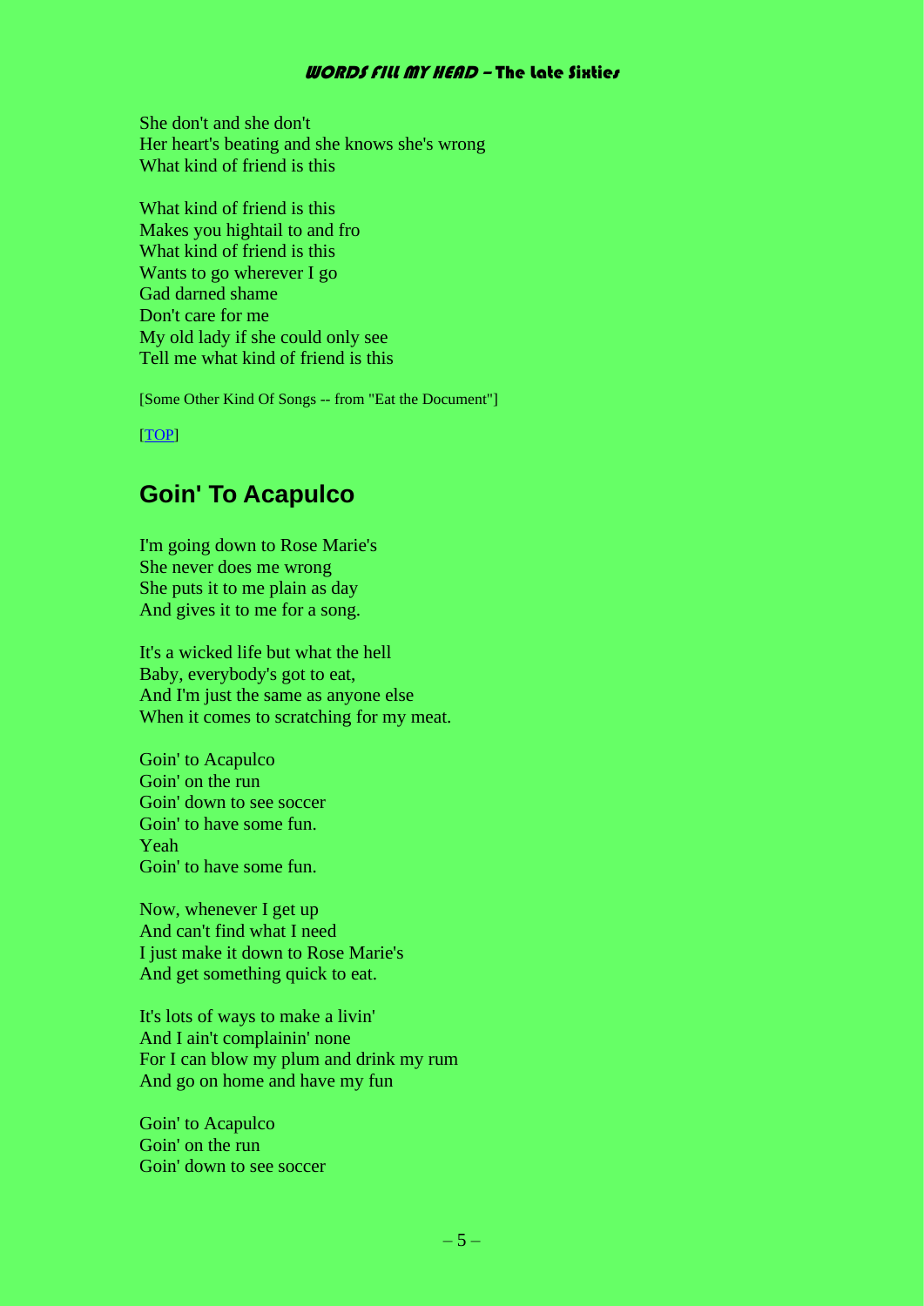She don't and she don't
Her heart's beating and she knows she's wrong
What kind of friend is this

What kind of friend is this
Makes you hightail to and fro
What kind of friend is this
Wants to go wherever I go
Gad darned shame
Don't care for me
My old lady if she could only see
Tell me what kind of friend is this

[Some Other Kind Of Songs -- from "Eat the Document"]

[TOP]

## Goin' To Acapulco

I'm going down to Rose Marie's
She never does me wrong
She puts it to me plain as day
And gives it to me for a song.

It's a wicked life but what the hell
Baby, everybody's got to eat,
And I'm just the same as anyone else
When it comes to scratching for my meat.

Goin' to Acapulco
Goin' on the run
Goin' down to see soccer
Goin' to have some fun.
Yeah
Goin' to have some fun.

Now, whenever I get up
And can't find what I need
I just make it down to Rose Marie's
And get something quick to eat.

It's lots of ways to make a livin'
And I ain't complainin' none
For I can blow my plum and drink my rum
And go on home and have my fun

Goin' to Acapulco
Goin' on the run
Goin' down to see soccer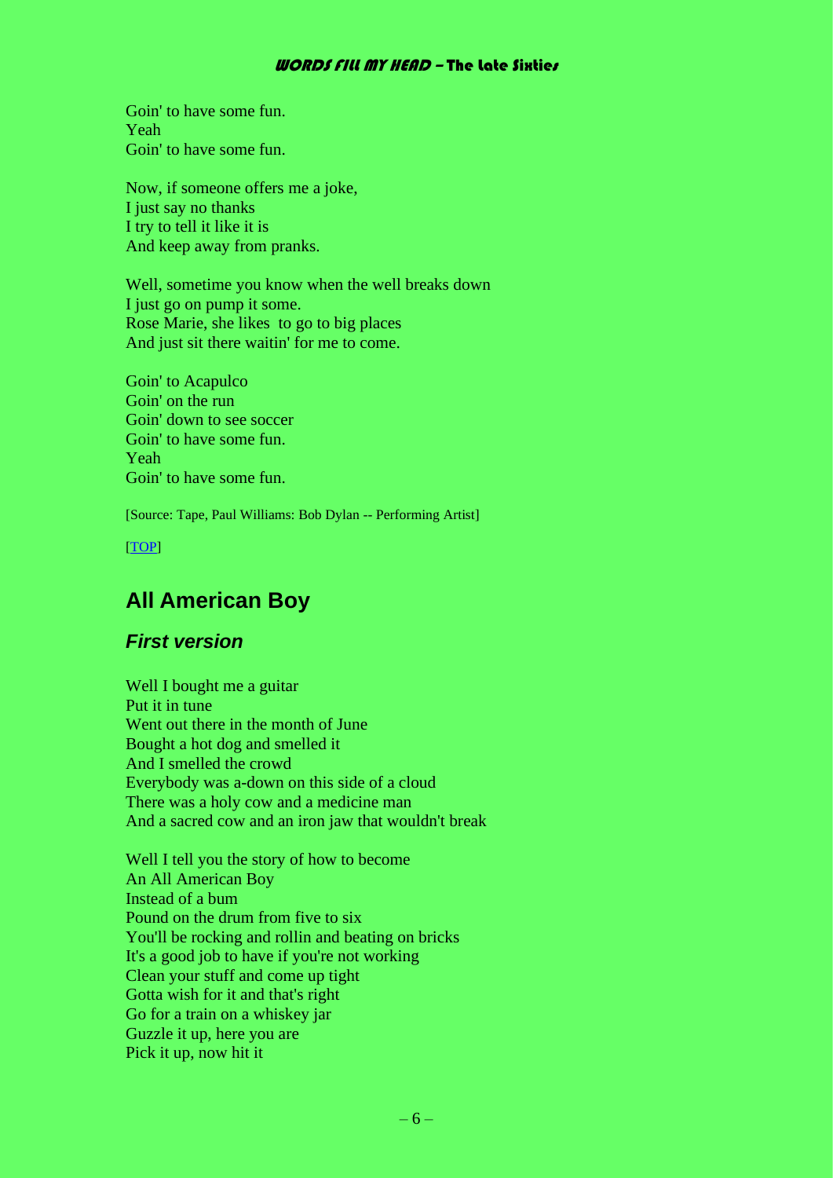Goin' to have some fun.
Yeah
Goin' to have some fun.

Now, if someone offers me a joke,
I just say no thanks
I try to tell it like it is
And keep away from pranks.

Well, sometime you know when the well breaks down
I just go on pump it some.
Rose Marie, she likes to go to big places
And just sit there waitin' for me to come.

Goin' to Acapulco
Goin' on the run
Goin' down to see soccer
Goin' to have some fun.
Yeah
Goin' to have some fun.

[Source: Tape, Paul Williams: Bob Dylan -- Performing Artist]

[TOP]

## All American Boy

### *First version*

Well I bought me a guitar
Put it in tune
Went out there in the month of June
Bought a hot dog and smelled it
And I smelled the crowd
Everybody was a-down on this side of a cloud
There was a holy cow and a medicine man
And a sacred cow and an iron jaw that wouldn't break

Well I tell you the story of how to become
An All American Boy
Instead of a bum
Pound on the drum from five to six
You'll be rocking and rollin and beating on bricks
It's a good job to have if you're not working
Clean your stuff and come up tight
Gotta wish for it and that's right
Go for a train on a whiskey jar
Guzzle it up, here you are
Pick it up, now hit it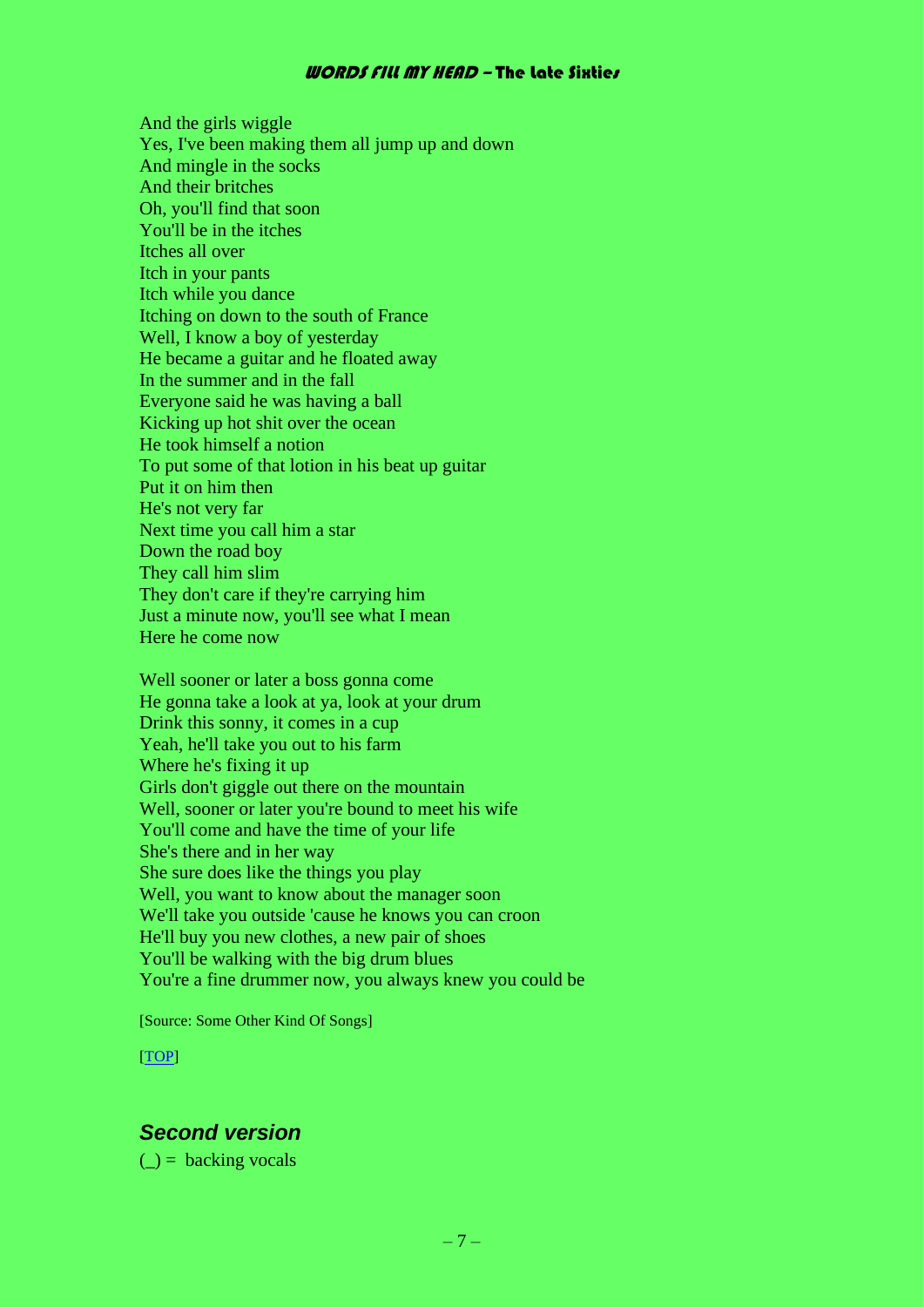And the girls wiggle
Yes, I've been making them all jump up and down
And mingle in the socks
And their britches
Oh, you'll find that soon
You'll be in the itches
Itches all over
Itch in your pants
Itch while you dance
Itching on down to the south of France
Well, I know a boy of yesterday
He became a guitar and he floated away
In the summer and in the fall
Everyone said he was having a ball
Kicking up hot shit over the ocean
He took himself a notion
To put some of that lotion in his beat up guitar
Put it on him then
He's not very far
Next time you call him a star
Down the road boy
They call him slim
They don't care if they're carrying him
Just a minute now, you'll see what I mean
Here he come now

Well sooner or later a boss gonna come
He gonna take a look at ya, look at your drum
Drink this sonny, it comes in a cup
Yeah, he'll take you out to his farm
Where he's fixing it up
Girls don't giggle out there on the mountain
Well, sooner or later you're bound to meet his wife
You'll come and have the time of your life
She's there and in her way
She sure does like the things you play
Well, you want to know about the manager soon
We'll take you outside 'cause he knows you can croon
He'll buy you new clothes, a new pair of shoes
You'll be walking with the big drum blues
You're a fine drummer now, you always knew you could be

[Source: Some Other Kind Of Songs]

[TOP]

## *Second version*

(_) = backing vocals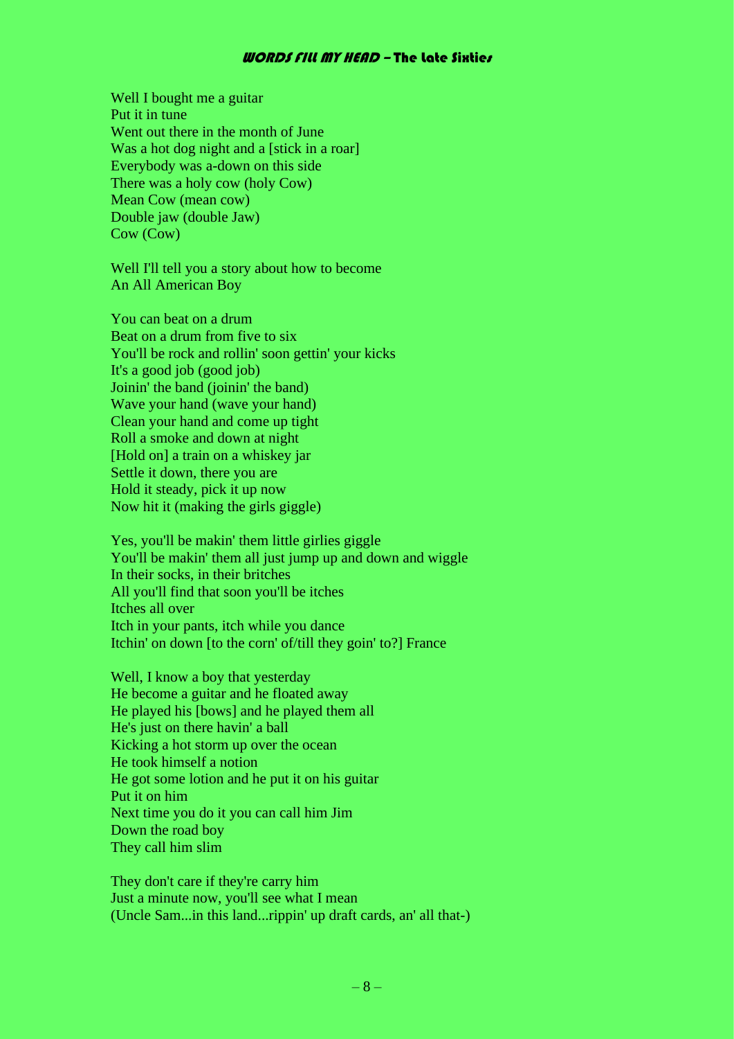Well I bought me a guitar
Put it in tune
Went out there in the month of June
Was a hot dog night and a [stick in a roar]
Everybody was a-down on this side
There was a holy cow (holy Cow)
Mean Cow (mean cow)
Double jaw (double Jaw)
Cow (Cow)

Well I'll tell you a story about how to become
An All American Boy

You can beat on a drum
Beat on a drum from five to six
You'll be rock and rollin' soon gettin' your kicks
It's a good job (good job)
Joinin' the band (joinin' the band)
Wave your hand (wave your hand)
Clean your hand and come up tight
Roll a smoke and down at night
[Hold on] a train on a whiskey jar
Settle it down, there you are
Hold it steady, pick it up now
Now hit it (making the girls giggle)

Yes, you'll be makin' them little girlies giggle
You'll be makin' them all just jump up and down and wiggle
In their socks, in their britches
All you'll find that soon you'll be itches
Itches all over
Itch in your pants, itch while you dance
Itchin' on down [to the corn' of/till they goin' to?] France

Well, I know a boy that yesterday
He become a guitar and he floated away
He played his [bows] and he played them all
He's just on there havin' a ball
Kicking a hot storm up over the ocean
He took himself a notion
He got some lotion and he put it on his guitar
Put it on him
Next time you do it you can call him Jim
Down the road boy
They call him slim

They don't care if they're carry him
Just a minute now, you'll see what I mean
(Uncle Sam...in this land...rippin' up draft cards, an' all that-)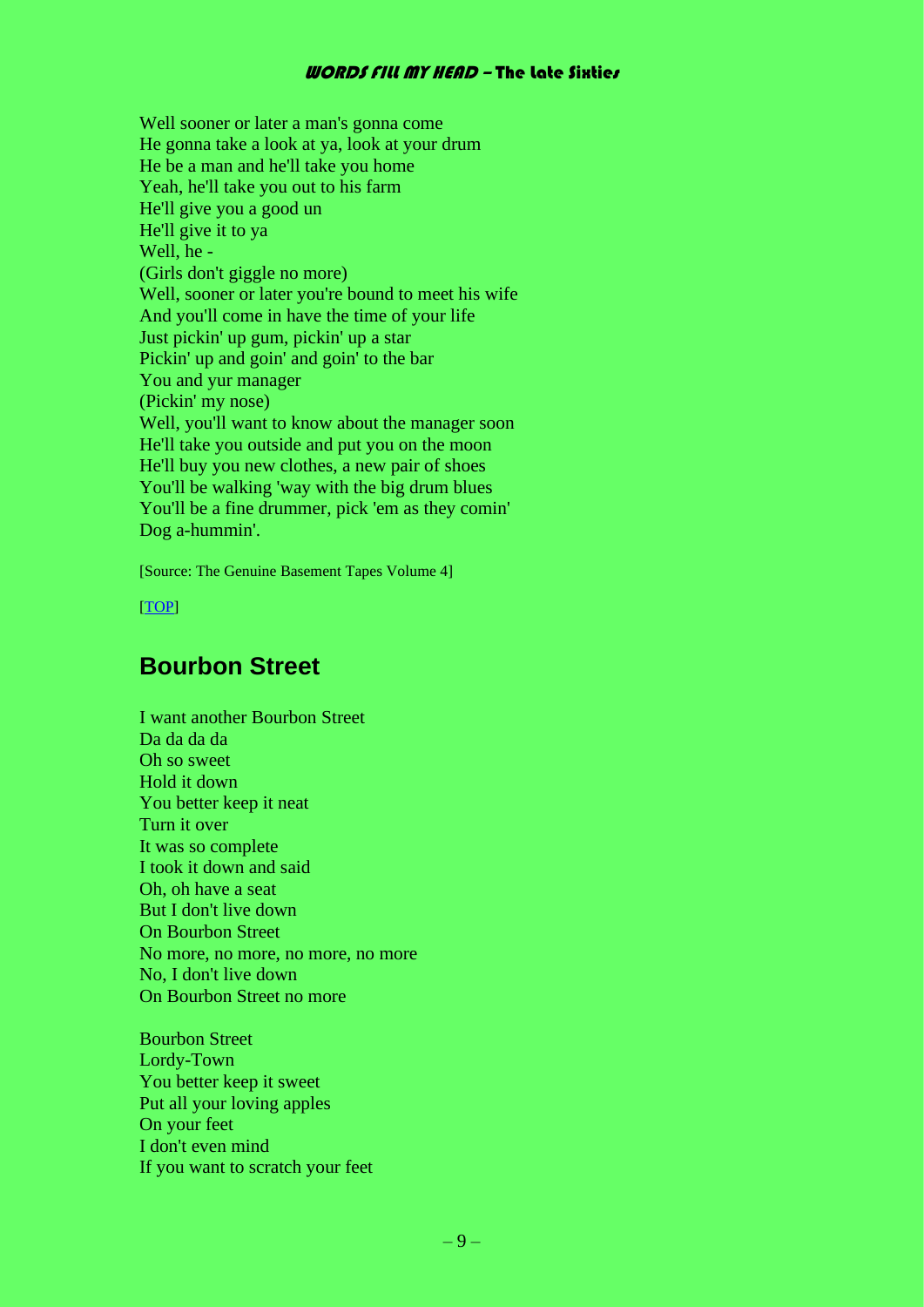Well sooner or later a man's gonna come
He gonna take a look at ya, look at your drum
He be a man and he'll take you home
Yeah, he'll take you out to his farm
He'll give you a good un
He'll give it to ya
Well, he -
(Girls don't giggle no more)
Well, sooner or later you're bound to meet his wife
And you'll come in have the time of your life
Just pickin' up gum, pickin' up a star
Pickin' up and goin' and goin' to the bar
You and yur manager
(Pickin' my nose)
Well, you'll want to know about the manager soon
He'll take you outside and put you on the moon
He'll buy you new clothes, a new pair of shoes
You'll be walking 'way with the big drum blues
You'll be a fine drummer, pick 'em as they comin'
Dog a-hummin'.

[Source: The Genuine Basement Tapes Volume 4]

[TOP]

## Bourbon Street

I want another Bourbon Street
Da da da da
Oh so sweet
Hold it down
You better keep it neat
Turn it over
It was so complete
I took it down and said
Oh, oh have a seat
But I don't live down
On Bourbon Street
No more, no more, no more, no more
No, I don't live down
On Bourbon Street no more

Bourbon Street
Lordy-Town
You better keep it sweet
Put all your loving apples
On your feet
I don't even mind
If you want to scratch your feet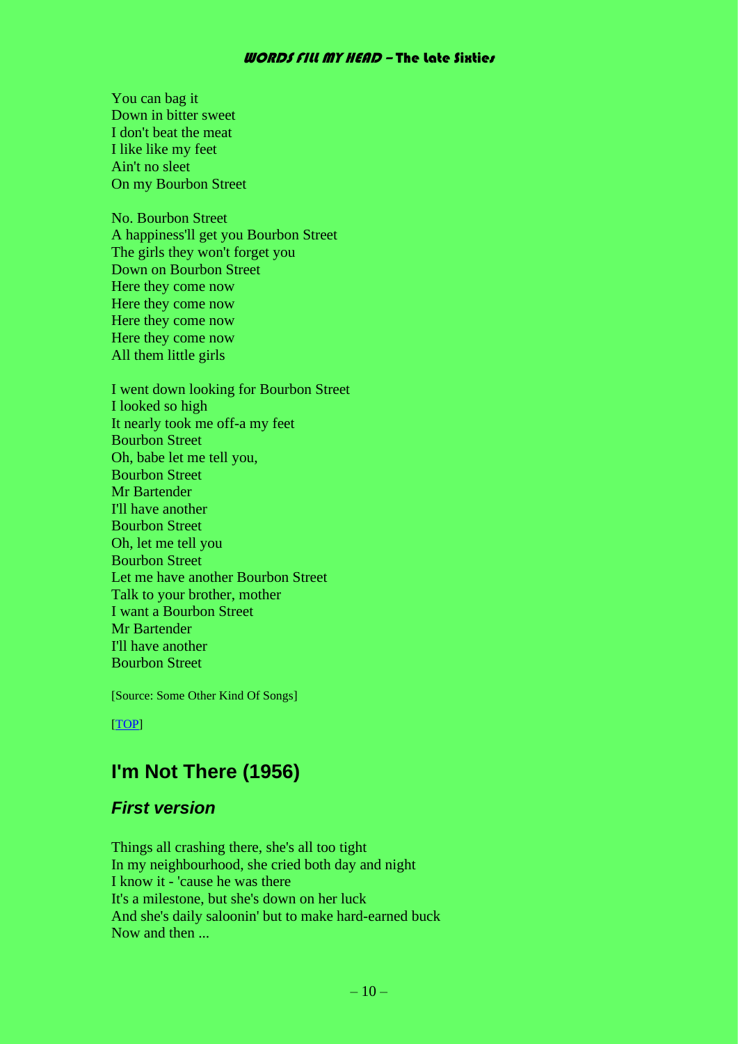You can bag it
Down in bitter sweet
I don't beat the meat
I like like my feet
Ain't no sleet
On my Bourbon Street

No. Bourbon Street
A happiness'll get you Bourbon Street
The girls they won't forget you
Down on Bourbon Street
Here they come now
Here they come now
Here they come now
Here they come now
All them little girls

I went down looking for Bourbon Street
I looked so high
It nearly took me off-a my feet
Bourbon Street
Oh, babe let me tell you,
Bourbon Street
Mr Bartender
I'll have another
Bourbon Street
Oh, let me tell you
Bourbon Street
Let me have another Bourbon Street
Talk to your brother, mother
I want a Bourbon Street
Mr Bartender
I'll have another
Bourbon Street

[Source: Some Other Kind Of Songs]

[TOP]

## I'm Not There (1956)

### *First version*

Things all crashing there, she's all too tight
In my neighbourhood, she cried both day and night
I know it - 'cause he was there
It's a milestone, but she's down on her luck
And she's daily saloonin' but to make hard-earned buck
Now and then ...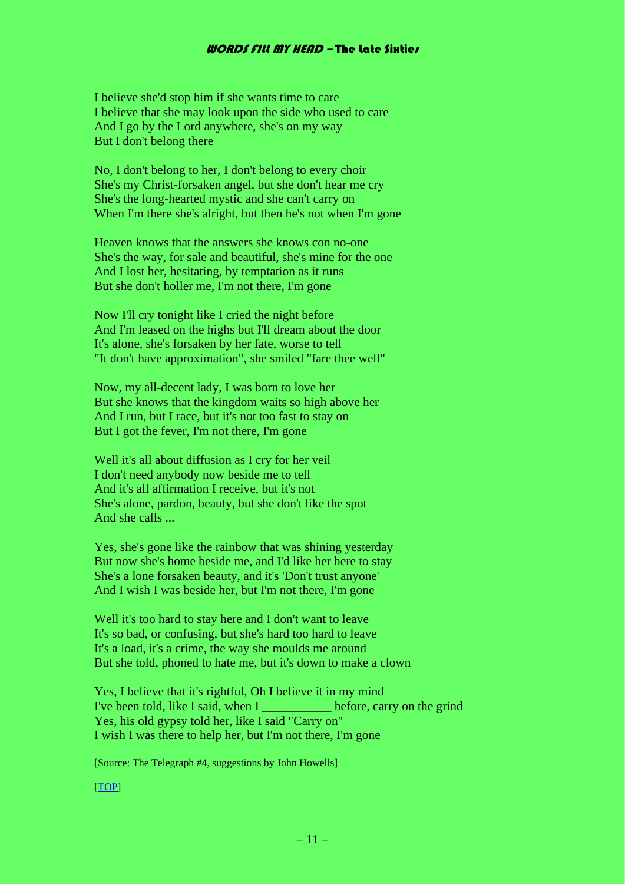I believe she'd stop him if she wants time to care
I believe that she may look upon the side who used to care
And I go by the Lord anywhere, she's on my way
But I don't belong there

No, I don't belong to her, I don't belong to every choir
She's my Christ-forsaken angel, but she don't hear me cry
She's the long-hearted mystic and she can't carry on
When I'm there she's alright, but then he's not when I'm gone

Heaven knows that the answers she knows con no-one
She's the way, for sale and beautiful, she's mine for the one
And I lost her, hesitating, by temptation as it runs
But she don't holler me, I'm not there, I'm gone

Now I'll cry tonight like I cried the night before
And I'm leased on the highs but I'll dream about the door
It's alone, she's forsaken by her fate, worse to tell
"It don't have approximation", she smiled "fare thee well"

Now, my all-decent lady, I was born to love her
But she knows that the kingdom waits so high above her
And I run, but I race, but it's not too fast to stay on
But I got the fever, I'm not there, I'm gone

Well it's all about diffusion as I cry for her veil
I don't need anybody now beside me to tell
And it's all affirmation I receive, but it's not
She's alone, pardon, beauty, but she don't like the spot
And she calls ...

Yes, she's gone like the rainbow that was shining yesterday
But now she's home beside me, and I'd like her here to stay
She's a lone forsaken beauty, and it's 'Don't trust anyone'
And I wish I was beside her, but I'm not there, I'm gone

Well it's too hard to stay here and I don't want to leave
It's so bad, or confusing, but she's hard too hard to leave
It's a load, it's a crime, the way she moulds me around
But she told, phoned to hate me, but it's down to make a clown

Yes, I believe that it's rightful, Oh I believe it in my mind
I've been told, like I said, when I ___________ before, carry on the grind
Yes, his old gypsy told her, like I said "Carry on"
I wish I was there to help her, but I'm not there, I'm gone

[Source: The Telegraph #4, suggestions by John Howells]

[TOP]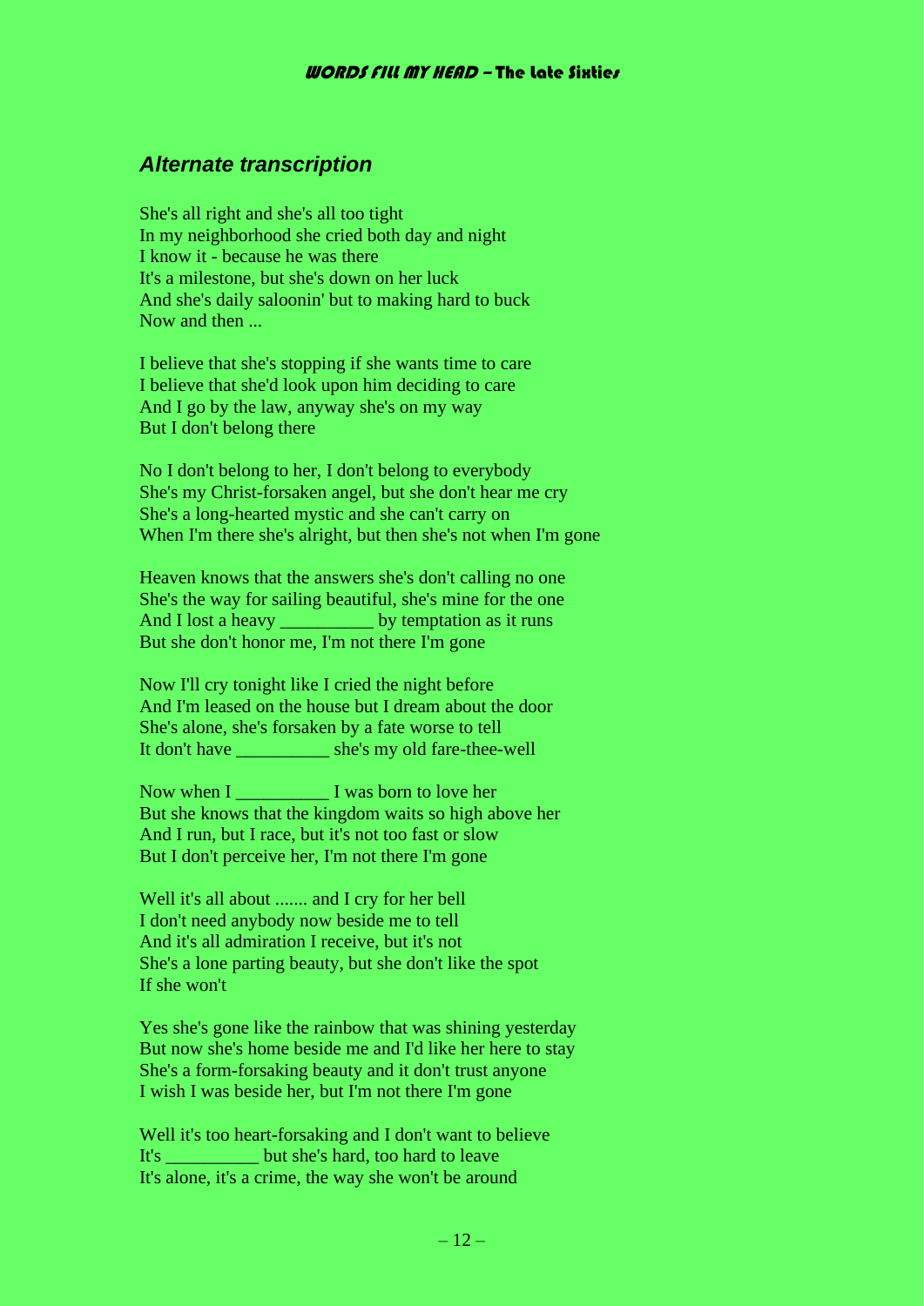## *Alternate transcription*

She's all right and she's all too tight
In my neighborhood she cried both day and night
I know it - because he was there
It's a milestone, but she's down on her luck
And she's daily saloonin' but to making hard to buck
Now and then ...

I believe that she's stopping if she wants time to care
I believe that she'd look upon him deciding to care
And I go by the law, anyway she's on my way
But I don't belong there

No I don't belong to her, I don't belong to everybody
She's my Christ-forsaken angel, but she don't hear me cry
She's a long-hearted mystic and she can't carry on
When I'm there she's alright, but then she's not when I'm gone

Heaven knows that the answers she's don't calling no one
She's the way for sailing beautiful, she's mine for the one
And I lost a heavy __________ by temptation as it runs
But she don't honor me, I'm not there I'm gone

Now I'll cry tonight like I cried the night before
And I'm leased on the house but I dream about the door
She's alone, she's forsaken by a fate worse to tell
It don't have __________ she's my old fare-thee-well

Now when I __________ I was born to love her
But she knows that the kingdom waits so high above her
And I run, but I race, but it's not too fast or slow
But I don't perceive her, I'm not there I'm gone

Well it's all about ....... and I cry for her bell
I don't need anybody now beside me to tell
And it's all admiration I receive, but it's not
She's a lone parting beauty, but she don't like the spot
If she won't

Yes she's gone like the rainbow that was shining yesterday
But now she's home beside me and I'd like her here to stay
She's a form-forsaking beauty and it don't trust anyone
I wish I was beside her, but I'm not there I'm gone

Well it's too heart-forsaking and I don't want to believe
It's __________ but she's hard, too hard to leave
It's alone, it's a crime, the way she won't be around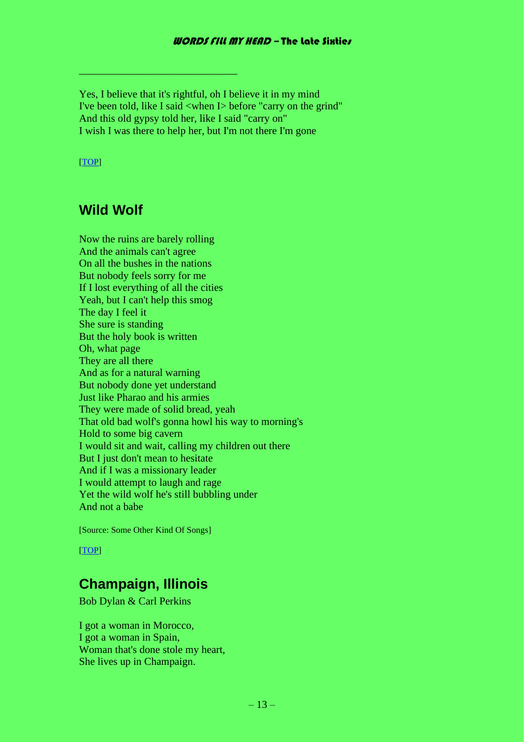Yes, I believe that it's rightful, oh I believe it in my mind
I've been told, like I said <when I> before "carry on the grind"
And this old gypsy told her, like I said "carry on"
I wish I was there to help her, but I'm not there I'm gone

[TOP]

## Wild Wolf

Now the ruins are barely rolling
And the animals can't agree
On all the bushes in the nations
But nobody feels sorry for me
If I lost everything of all the cities
Yeah, but I can't help this smog
The day I feel it
She sure is standing
But the holy book is written
Oh, what page
They are all there
And as for a natural warning
But nobody done yet understand
Just like Pharao and his armies
They were made of solid bread, yeah
That old bad wolf's gonna howl his way to morning's
Hold to some big cavern
I would sit and wait, calling my children out there
But I just don't mean to hesitate
And if I was a missionary leader
I would attempt to laugh and rage
Yet the wild wolf he's still bubbling under
And not a babe

[Source: Some Other Kind Of Songs]

[TOP]

## Champaign, Illinois

Bob Dylan & Carl Perkins

I got a woman in Morocco,
I got a woman in Spain,
Woman that's done stole my heart,
She lives up in Champaign.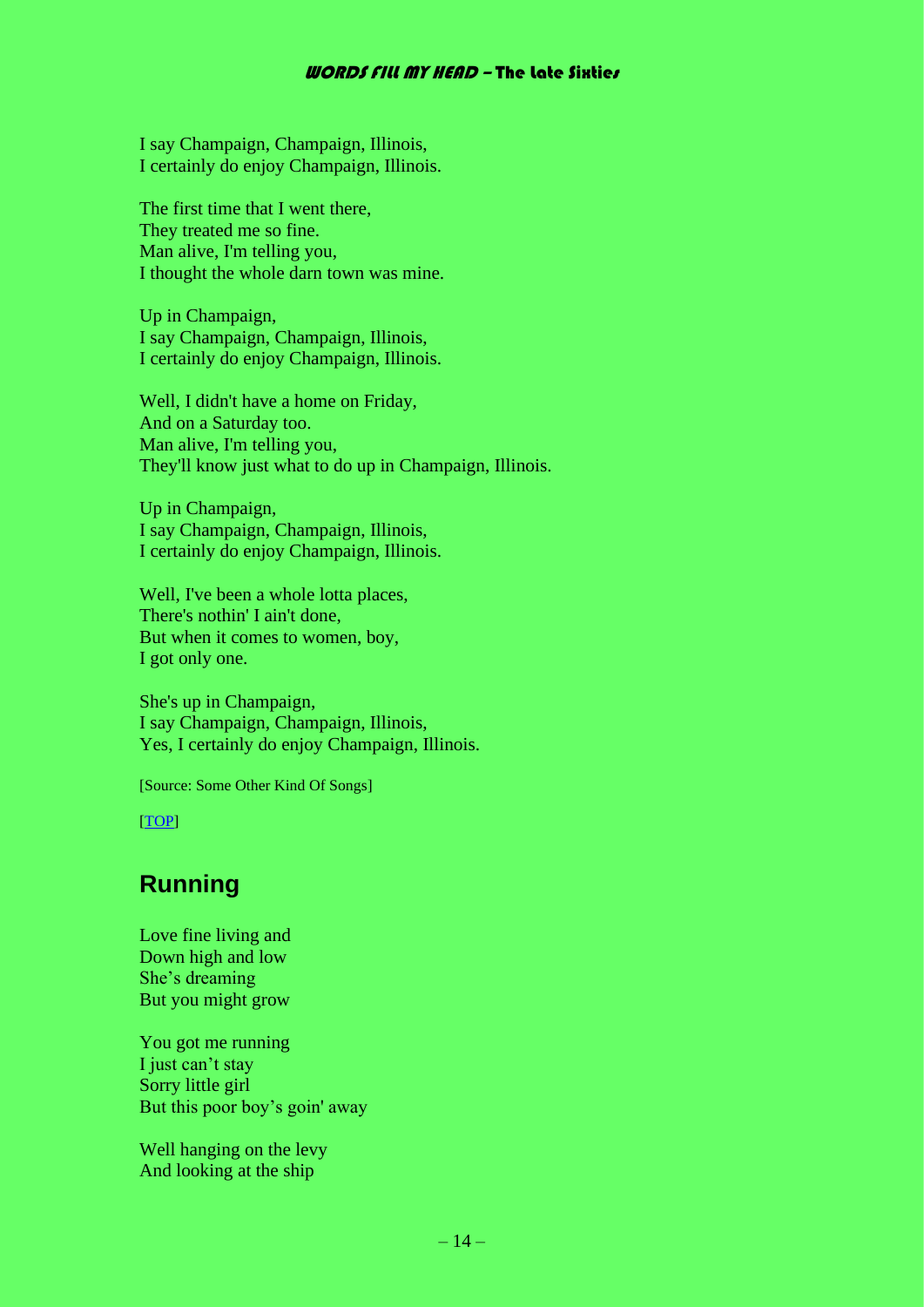I say Champaign, Champaign, Illinois,
I certainly do enjoy Champaign, Illinois.

The first time that I went there,
They treated me so fine.
Man alive, I'm telling you,
I thought the whole darn town was mine.

Up in Champaign,
I say Champaign, Champaign, Illinois,
I certainly do enjoy Champaign, Illinois.

Well, I didn't have a home on Friday,
And on a Saturday too.
Man alive, I'm telling you,
They'll know just what to do up in Champaign, Illinois.

Up in Champaign,
I say Champaign, Champaign, Illinois,
I certainly do enjoy Champaign, Illinois.

Well, I've been a whole lotta places,
There's nothin' I ain't done,
But when it comes to women, boy,
I got only one.

She's up in Champaign,
I say Champaign, Champaign, Illinois,
Yes, I certainly do enjoy Champaign, Illinois.

[Source: Some Other Kind Of Songs]

[TOP]

## Running

Love fine living and
Down high and low
She's dreaming
But you might grow

You got me running
I just can't stay
Sorry little girl
But this poor boy's goin' away

Well hanging on the levy
And looking at the ship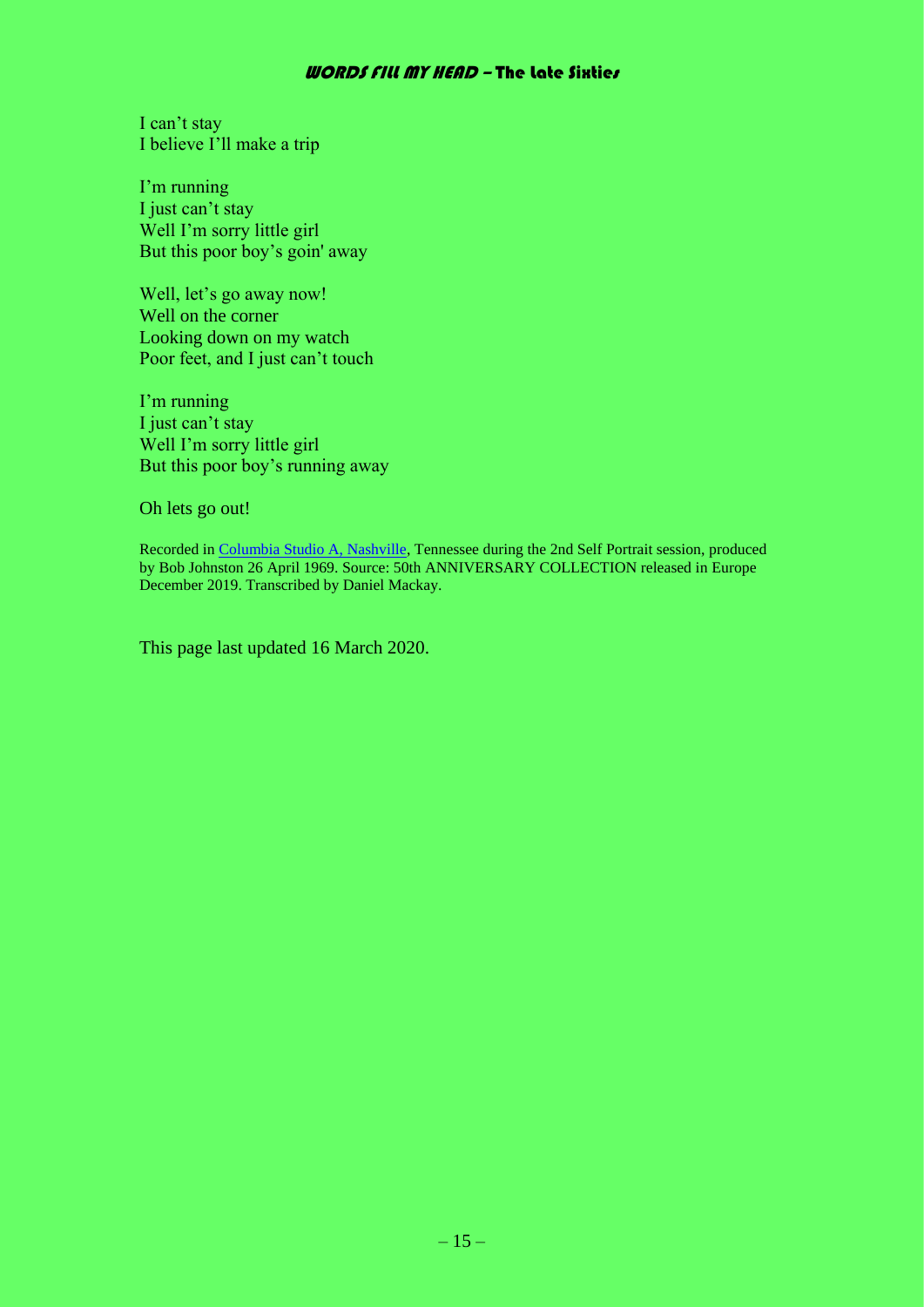I can't stay
I believe I'll make a trip

I'm running
I just can't stay
Well I'm sorry little girl
But this poor boy's goin' away

Well, let's go away now!
Well on the corner
Looking down on my watch
Poor feet, and I just can't touch

I'm running
I just can't stay
Well I'm sorry little girl
But this poor boy's running away

Oh lets go out!

Recorded in Columbia Studio A, Nashville, Tennessee during the 2nd Self Portrait session, produced by Bob Johnston 26 April 1969. Source: 50th ANNIVERSARY COLLECTION released in Europe December 2019. Transcribed by Daniel Mackay.

This page last updated 16 March 2020.